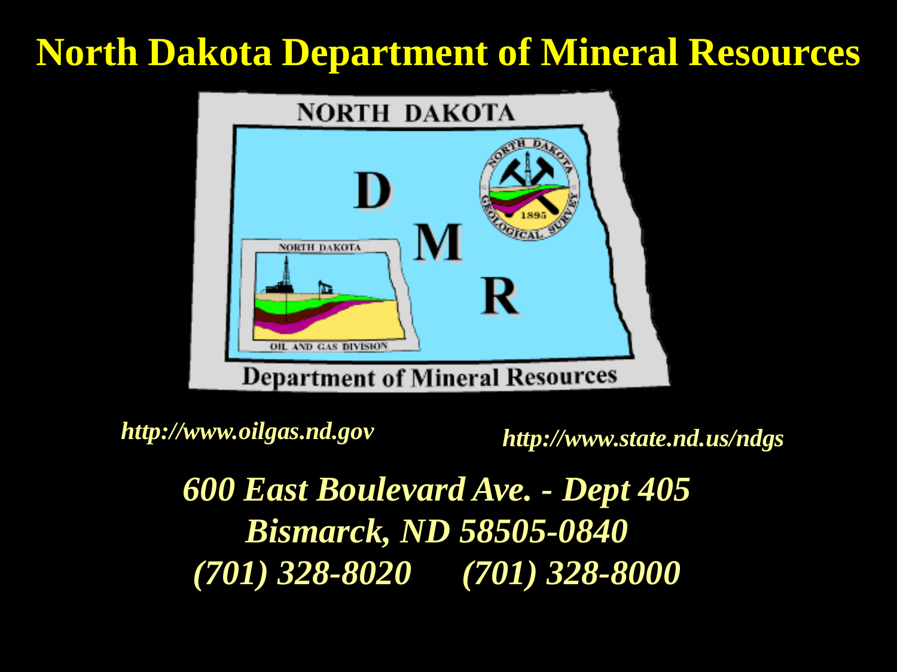# North Dakota Department of Mineral Resources

*http://www.oilgas.nd.gov*

*http://www.state.nd.us/ndgs*

*600 East Boulevard Ave. - Dept 405*
*Bismarck, ND 58505-0840*
*(701) 328-8020 (701) 328-8000*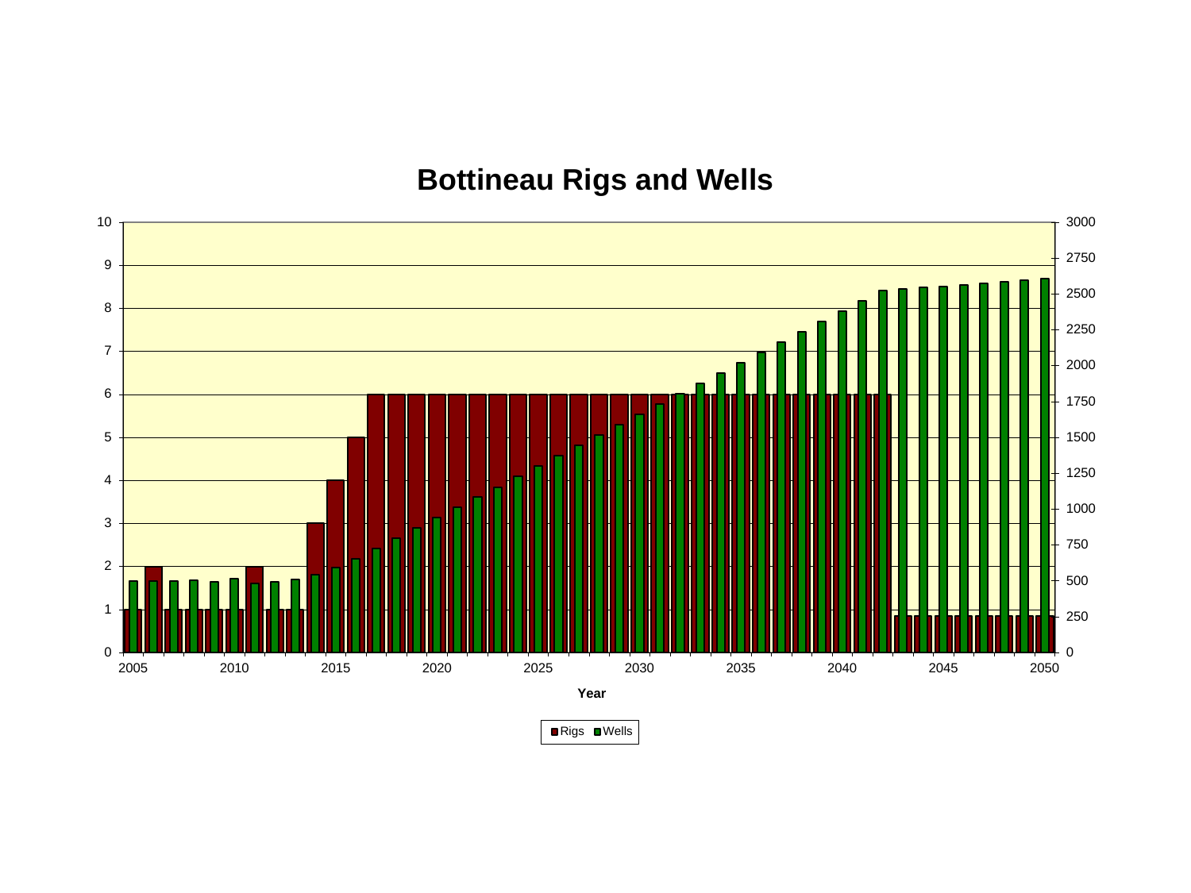# Bottineau Rigs and Wells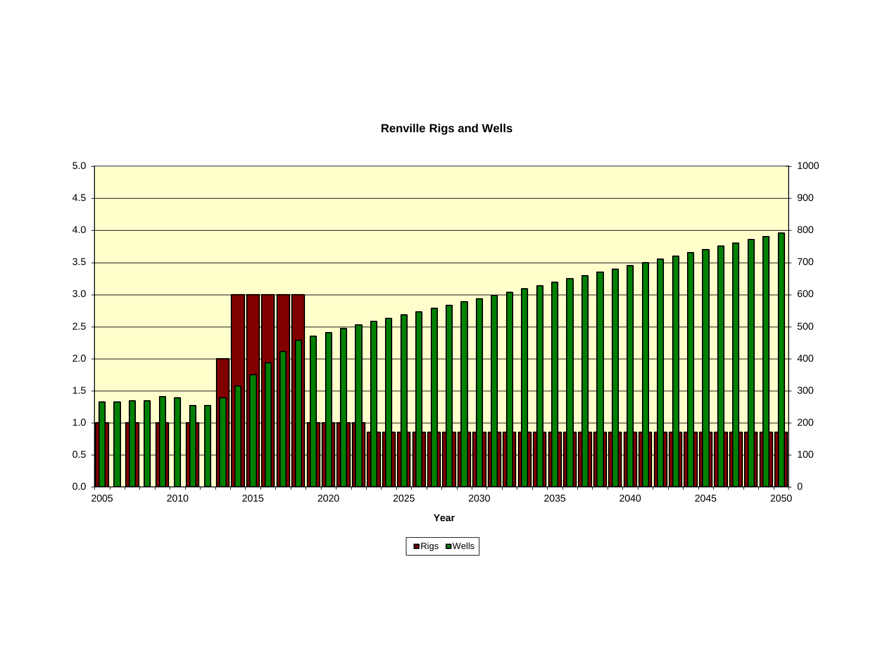**Renville Rigs and Wells**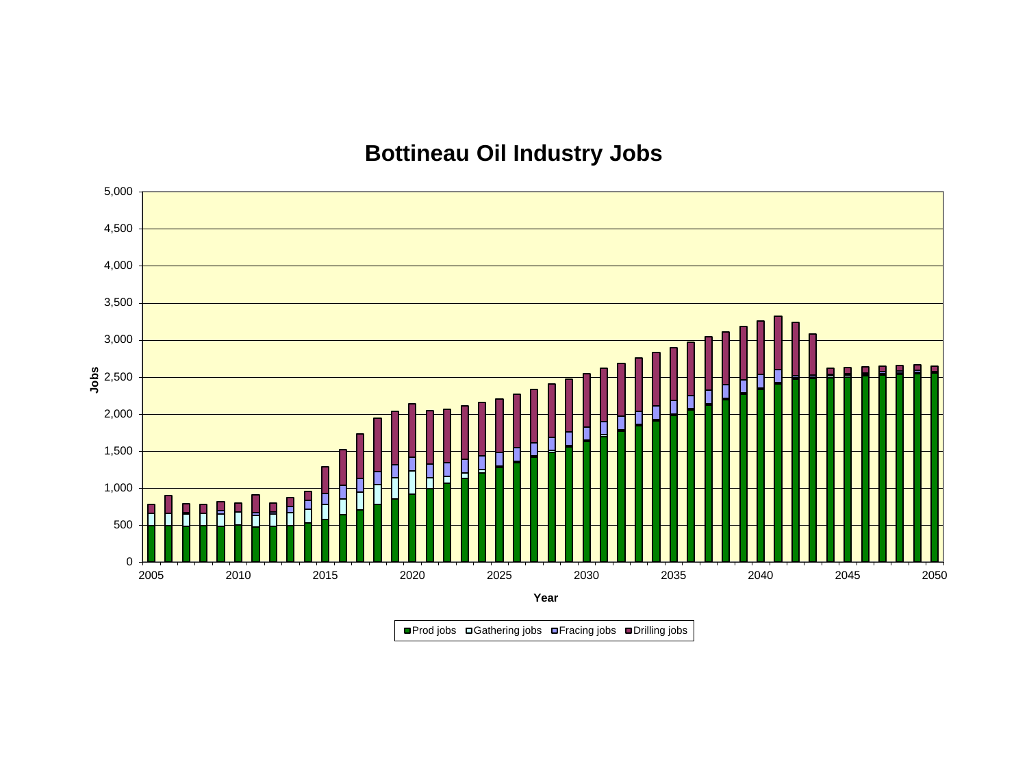# Bottineau Oil Industry Jobs

Jobs

Year

■ Prod jobs □ Gathering jobs ■ Fracing jobs ■ Drilling jobs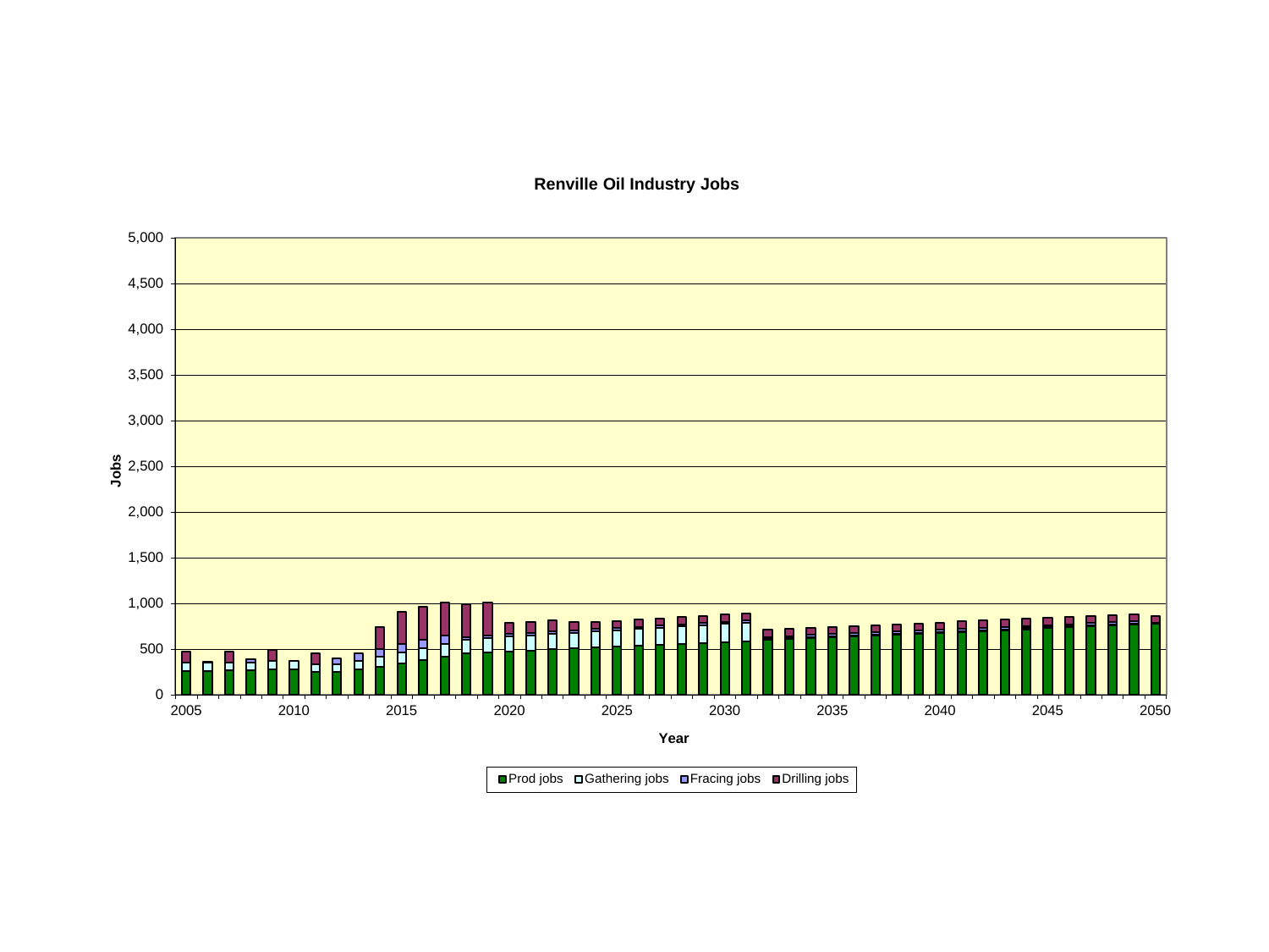**Renville Oil Industry Jobs**

Jobs

5,000
4,500
4,000
3,500
3,000
2,500
2,000
1,500
1,000
500
0

2005 2010 2015 2020 2025 2030 2035 2040 2045 2050

Year

■ Prod jobs □ Gathering jobs ■ Fracing jobs ■ Drilling jobs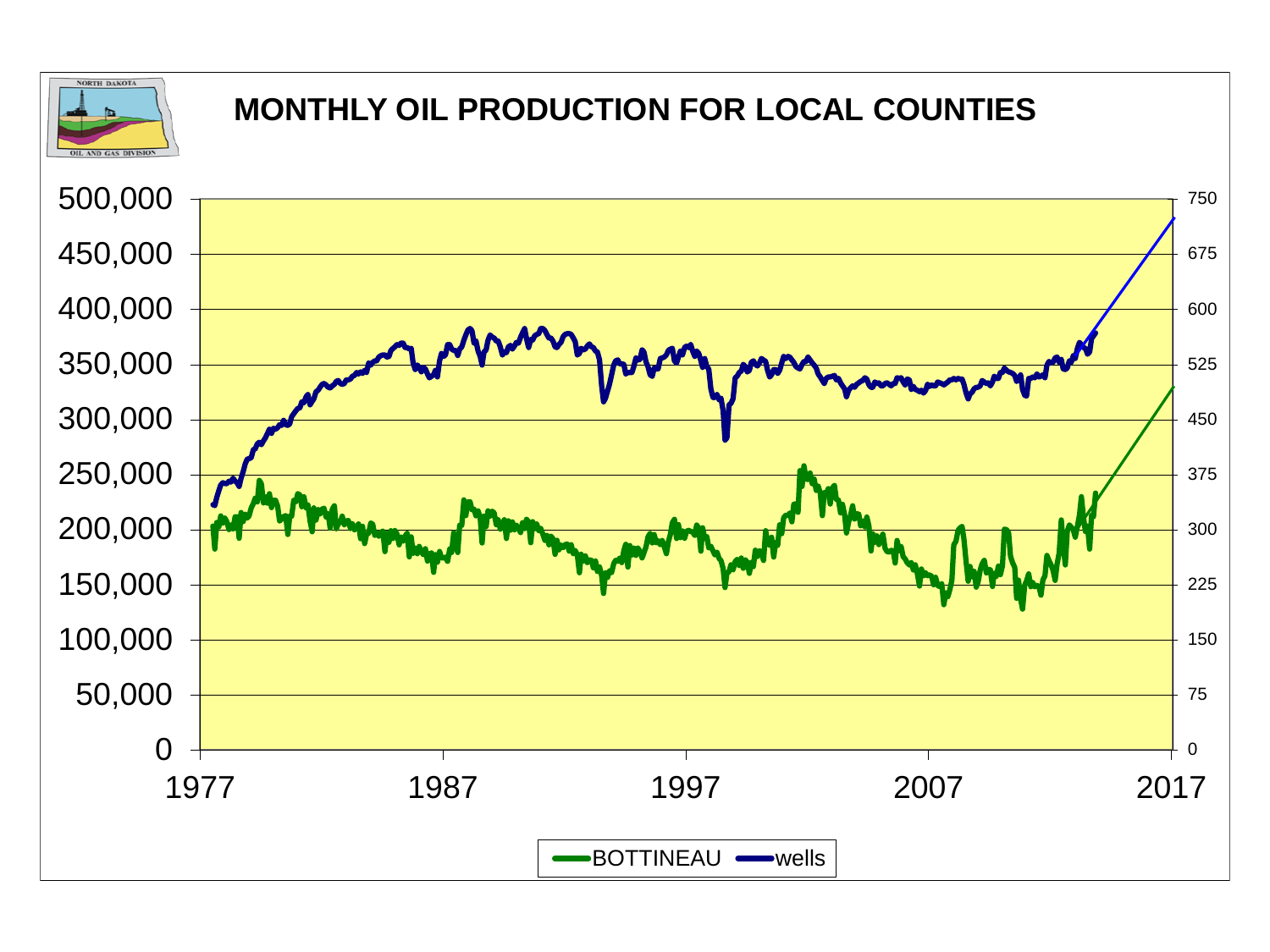# MONTHLY OIL PRODUCTION FOR LOCAL COUNTIES

NORTH DAKOTA OIL AND GAS DIVISION

Left axis: 0, 50,000, 100,000, 150,000, 200,000, 250,000, 300,000, 350,000, 400,000, 450,000, 500,000

Right axis: 0, 75, 150, 225, 300, 375, 450, 525, 600, 675, 750

X axis: 1977, 1987, 1997, 2007, 2017

Legend: BOTTINEAU, wells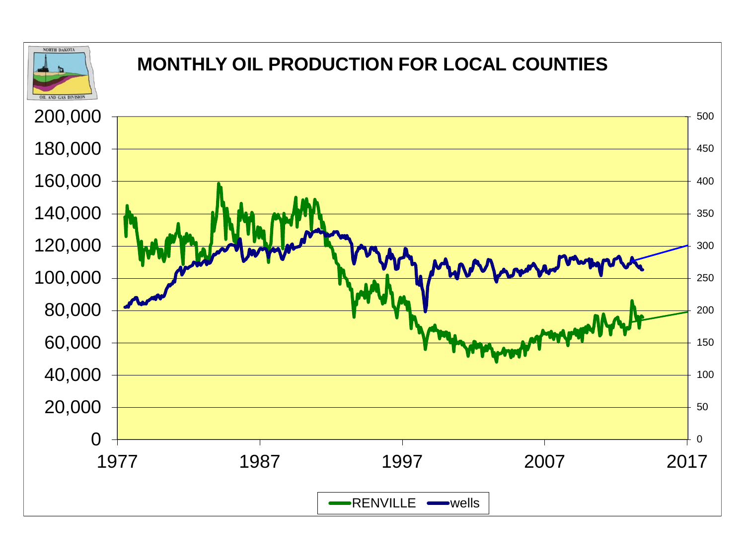# MONTHLY OIL PRODUCTION FOR LOCAL COUNTIES

NORTH DAKOTA OIL AND GAS DIVISION

Left axis: 0, 20,000, 40,000, 60,000, 80,000, 100,000, 120,000, 140,000, 160,000, 180,000, 200,000

Right axis: 0, 50, 100, 150, 200, 250, 300, 350, 400, 450, 500

X axis: 1977, 1987, 1997, 2007, 2017

Legend: RENVILLE, wells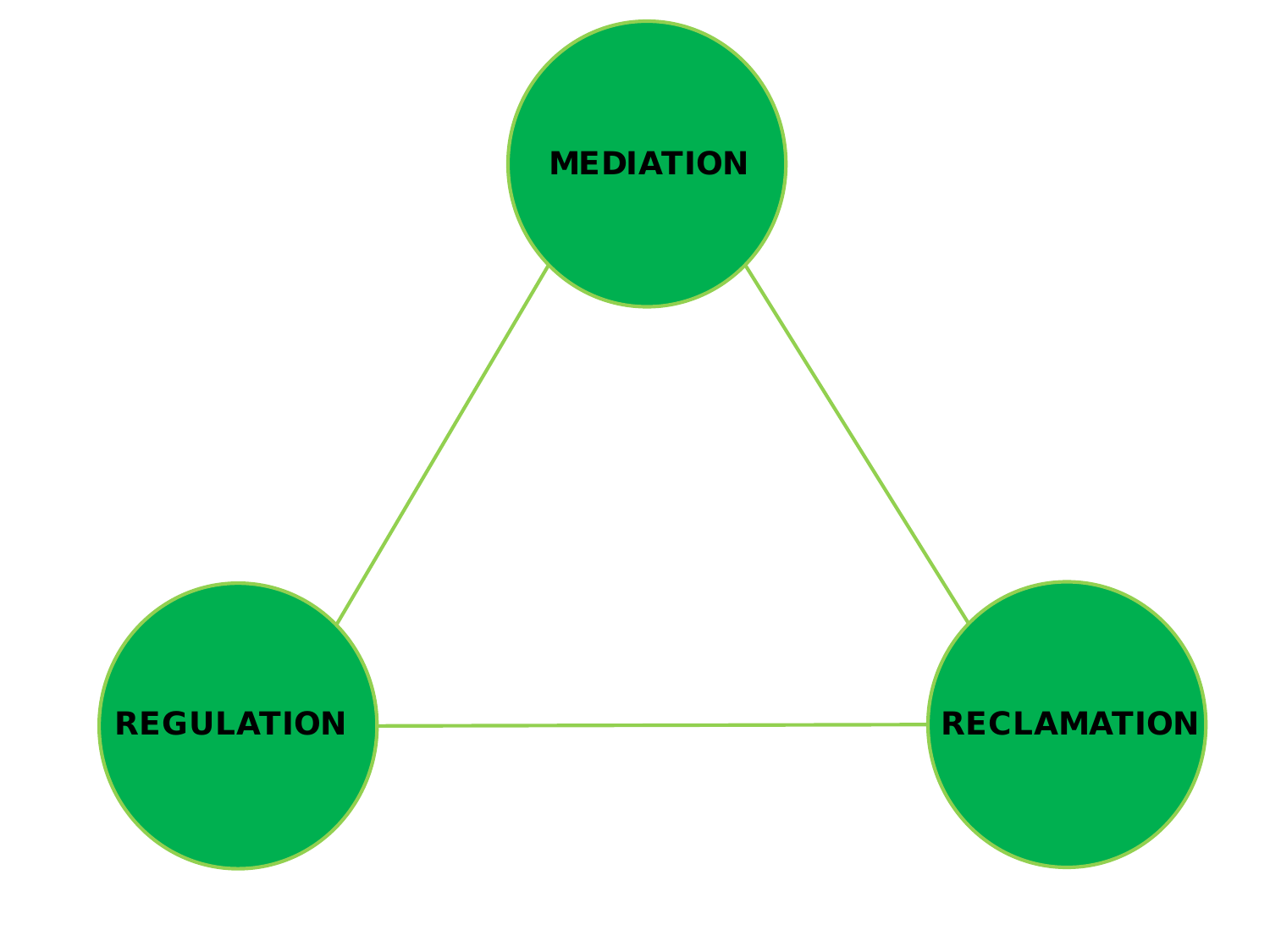MEDIATION

REGULATION

RECLAMATION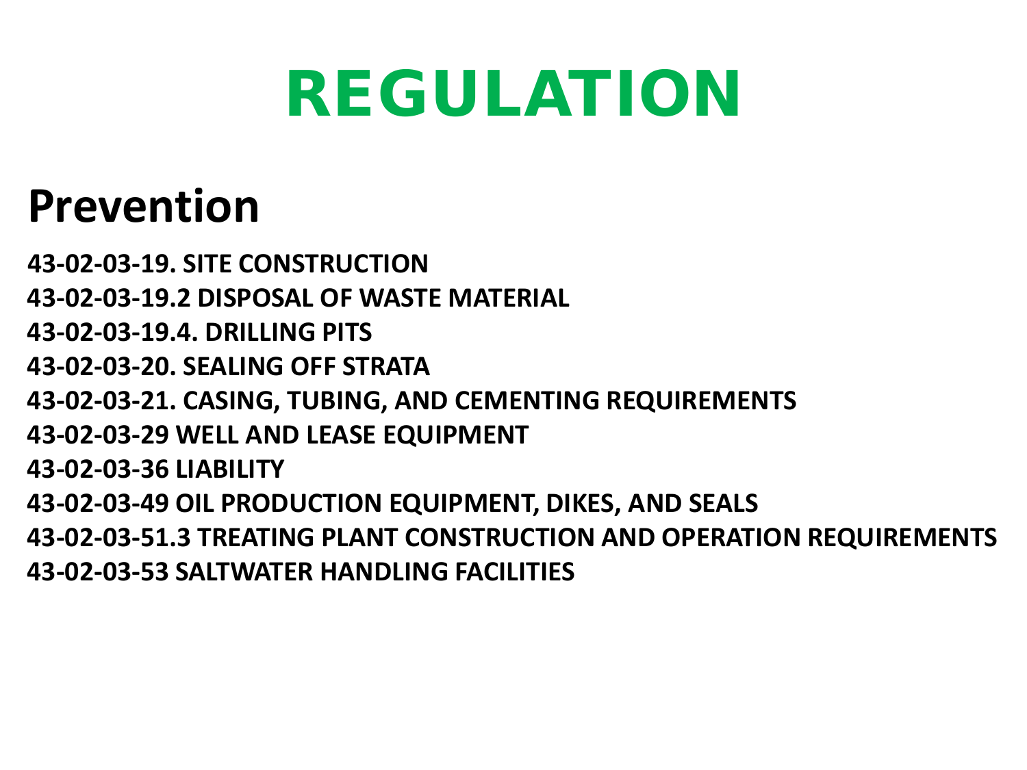# REGULATION

## Prevention

**43-02-03-19. SITE CONSTRUCTION**
**43-02-03-19.2 DISPOSAL OF WASTE MATERIAL**
**43-02-03-19.4. DRILLING PITS**
**43-02-03-20. SEALING OFF STRATA**
**43-02-03-21. CASING, TUBING, AND CEMENTING REQUIREMENTS**
**43-02-03-29 WELL AND LEASE EQUIPMENT**
**43-02-03-36 LIABILITY**
**43-02-03-49 OIL PRODUCTION EQUIPMENT, DIKES, AND SEALS**
**43-02-03-51.3 TREATING PLANT CONSTRUCTION AND OPERATION REQUIREMENTS**
**43-02-03-53 SALTWATER HANDLING FACILITIES**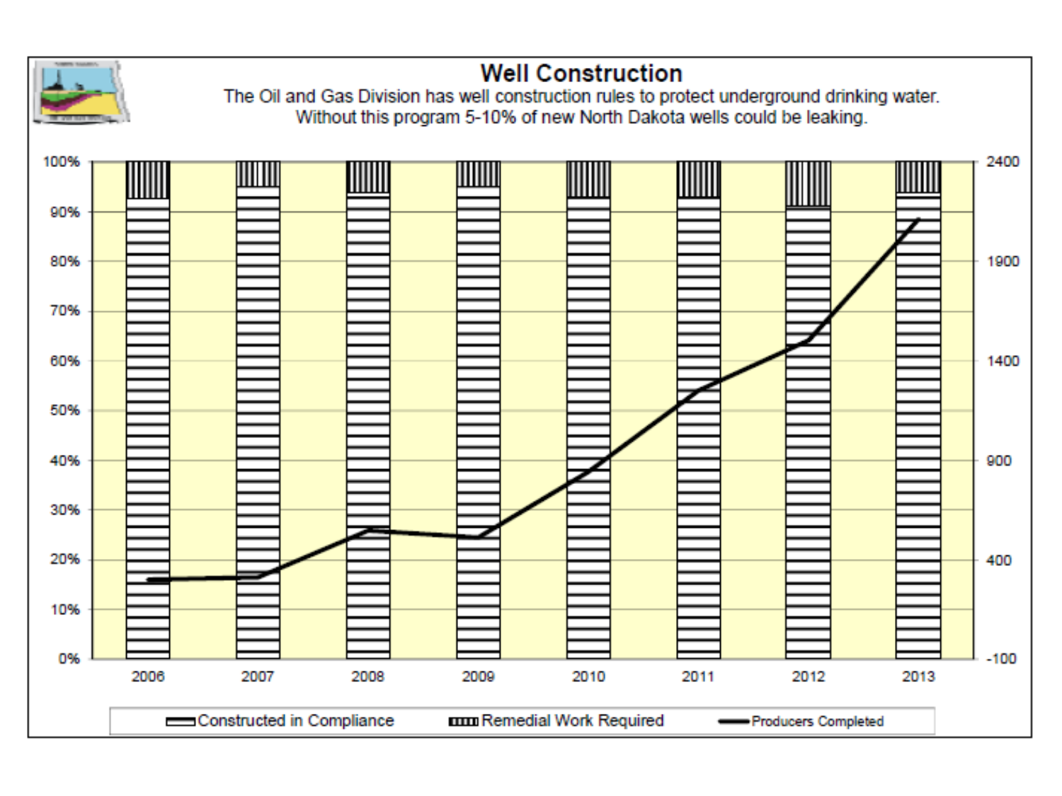# Well Construction

The Oil and Gas Division has well construction rules to protect underground drinking water.
Without this program 5-10% of new North Dakota wells could be leaking.

100%
90%
80%
70%
60%
50%
40%
30%
20%
10%
0%

2400
1900
1400
900
400
-100

2006 2007 2008 2009 2010 2011 2012 2013

Constructed in Compliance | Remedial Work Required | Producers Completed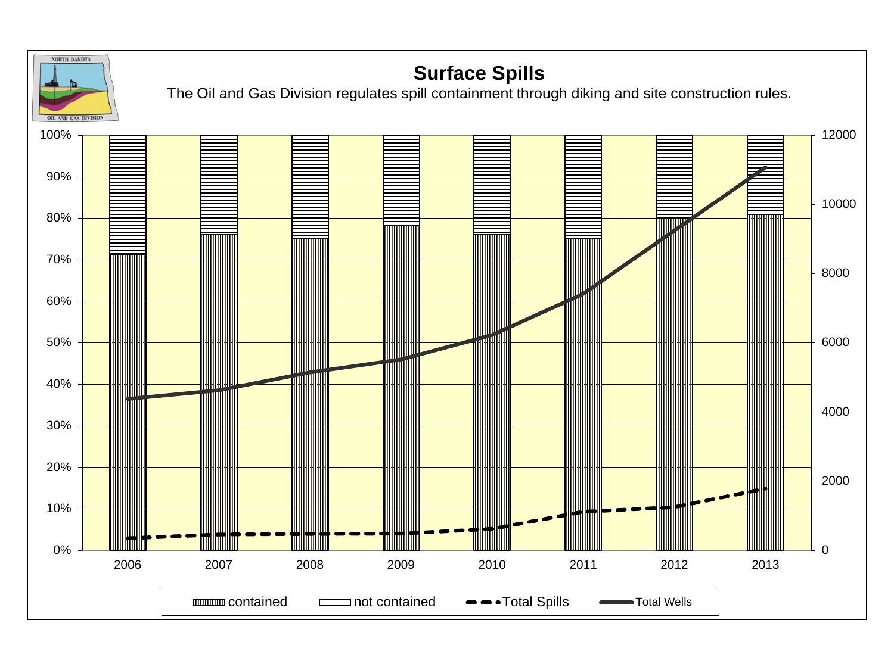## Surface Spills

The Oil and Gas Division regulates spill containment through diking and site construction rules.

NORTH DAKOTA OIL AND GAS DIVISION

Left axis: 100%, 90%, 80%, 70%, 60%, 50%, 40%, 30%, 20%, 10%, 0%

Right axis: 12000, 10000, 8000, 6000, 4000, 2000, 0

Years: 2006, 2007, 2008, 2009, 2010, 2011, 2012, 2013

Legend: contained, not contained, Total Spills, Total Wells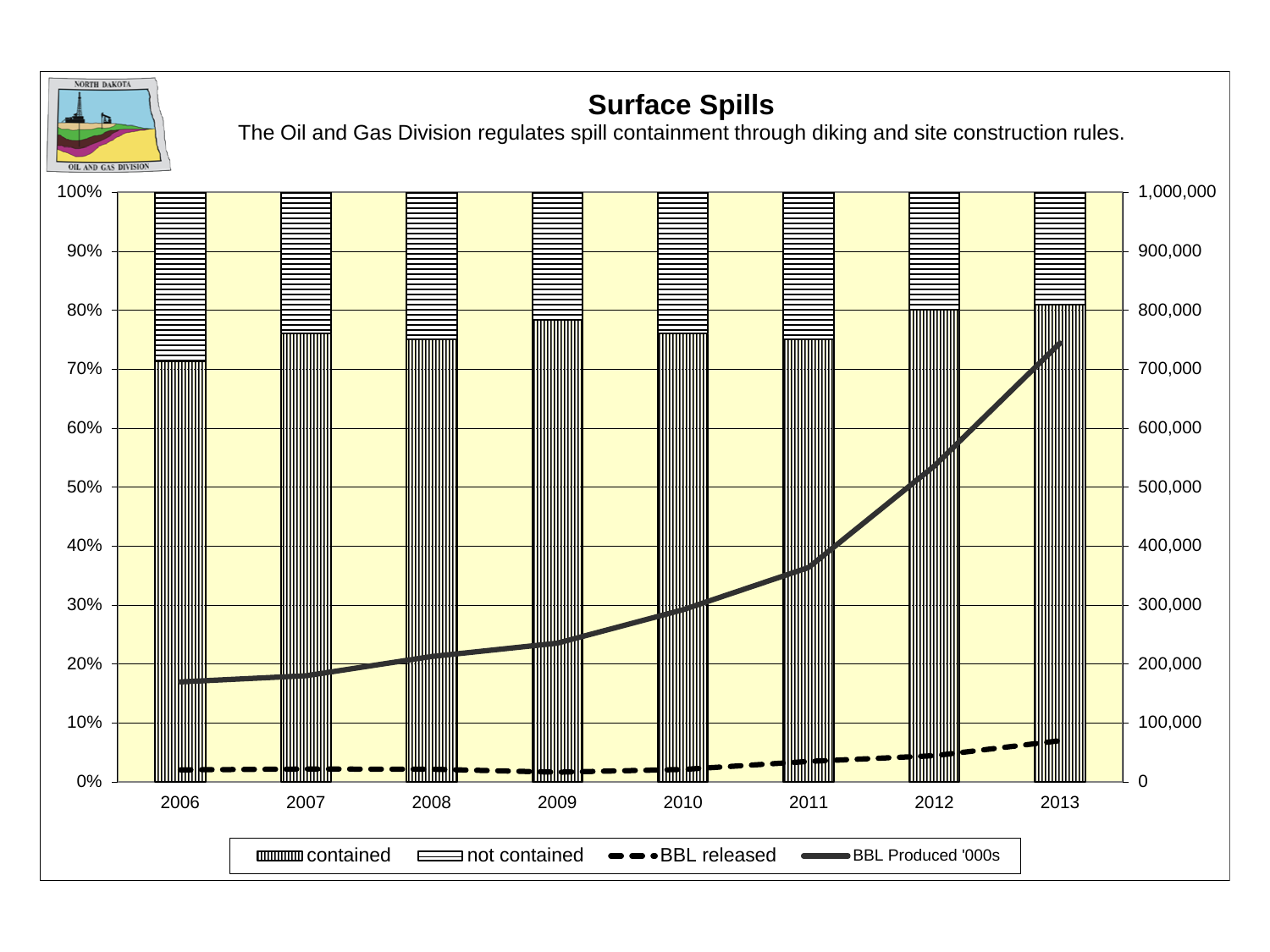# Surface Spills

The Oil and Gas Division regulates spill containment through diking and site construction rules.

NORTH DAKOTA
OIL AND GAS DIVISION

100%
90%
80%
70%
60%
50%
40%
30%
20%
10%
0%

1,000,000
900,000
800,000
700,000
600,000
500,000
400,000
300,000
200,000
100,000
0

2006 2007 2008 2009 2010 2011 2012 2013

contained | not contained | BBL released | BBL Produced '000s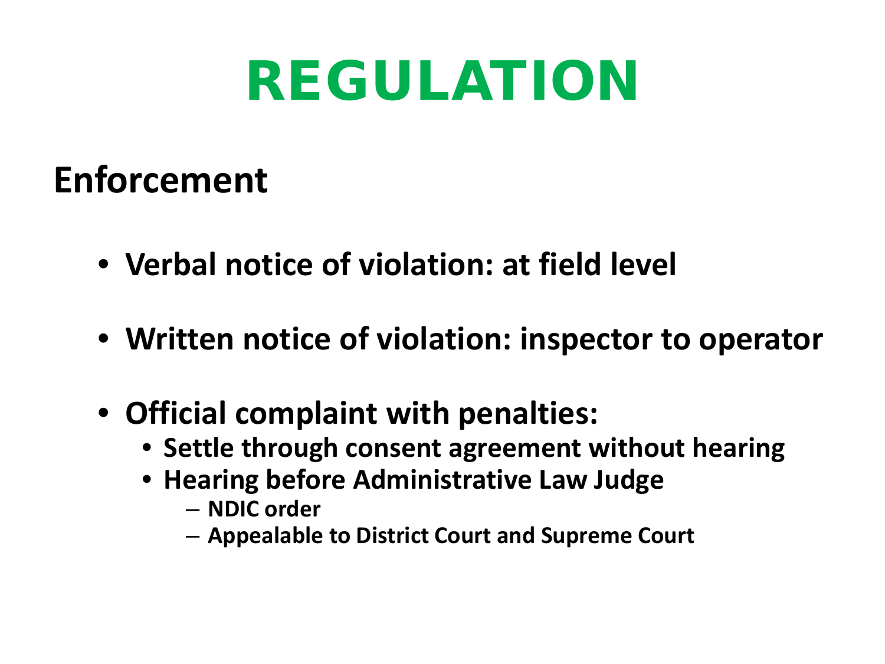# REGULATION

## Enforcement

- **Verbal notice of violation: at field level**
- **Written notice of violation: inspector to operator**
- **Official complaint with penalties:**
  - **Settle through consent agreement without hearing**
  - **Hearing before Administrative Law Judge**
    - **NDIC order**
    - **Appealable to District Court and Supreme Court**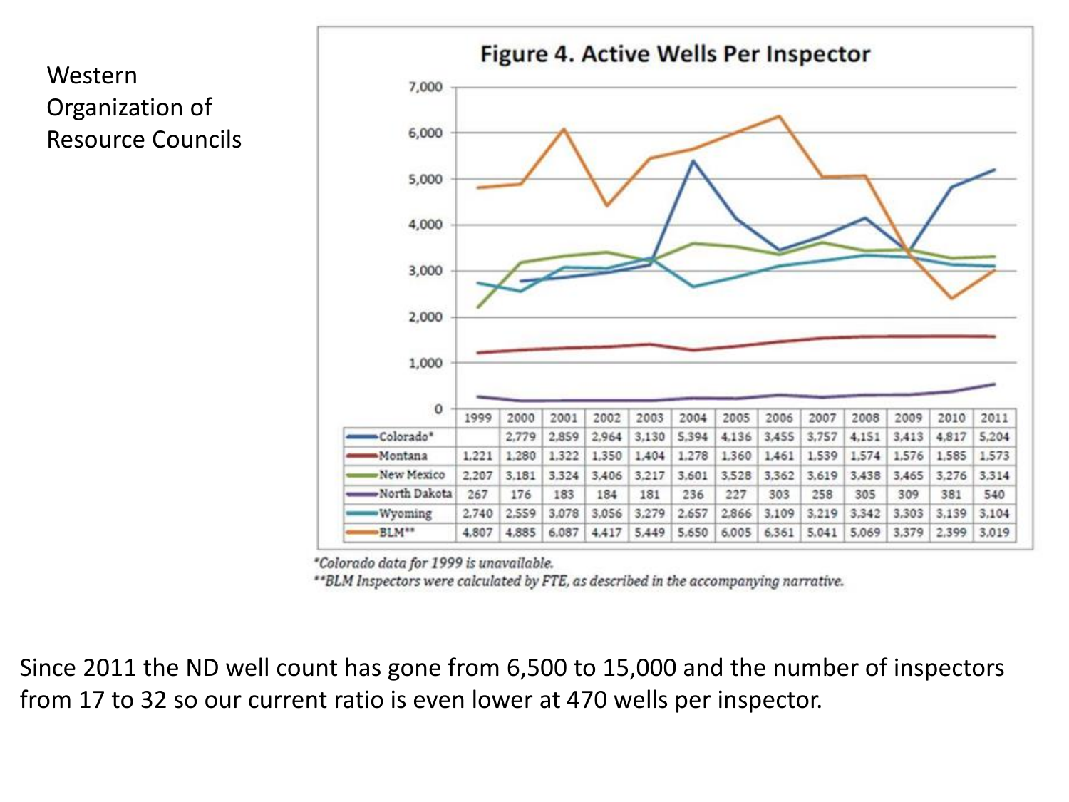Western Organization of Resource Councils

## Figure 4. Active Wells Per Inspector

| | 1999 | 2000 | 2001 | 2002 | 2003 | 2004 | 2005 | 2006 | 2007 | 2008 | 2009 | 2010 | 2011 |
|---|---|---|---|---|---|---|---|---|---|---|---|---|---|
| Colorado* | | 2,779 | 2,859 | 2,964 | 3,130 | 5,394 | 4,136 | 3,455 | 3,757 | 4,151 | 3,413 | 4,817 | 5,204 |
| Montana | 1,221 | 1,280 | 1,322 | 1,350 | 1,404 | 1,278 | 1,360 | 1,461 | 1,539 | 1,574 | 1,576 | 1,585 | 1,573 |
| New Mexico | 2,207 | 3,181 | 3,324 | 3,406 | 3,217 | 3,601 | 3,528 | 3,362 | 3,619 | 3,438 | 3,465 | 3,276 | 3,314 |
| North Dakota | 267 | 176 | 183 | 184 | 181 | 236 | 227 | 303 | 258 | 305 | 309 | 381 | 540 |
| Wyoming | 2,740 | 2,559 | 3,078 | 3,056 | 3,279 | 2,657 | 2,866 | 3,109 | 3,219 | 3,342 | 3,303 | 3,139 | 3,104 |
| BLM** | 4,807 | 4,885 | 6,087 | 4,417 | 5,449 | 5,650 | 6,005 | 6,361 | 5,041 | 5,069 | 3,379 | 2,399 | 3,019 |

*Colorado data for 1999 is unavailable.*

*\*\*BLM Inspectors were calculated by FTE, as described in the accompanying narrative.*

Since 2011 the ND well count has gone from 6,500 to 15,000 and the number of inspectors from 17 to 32 so our current ratio is even lower at 470 wells per inspector.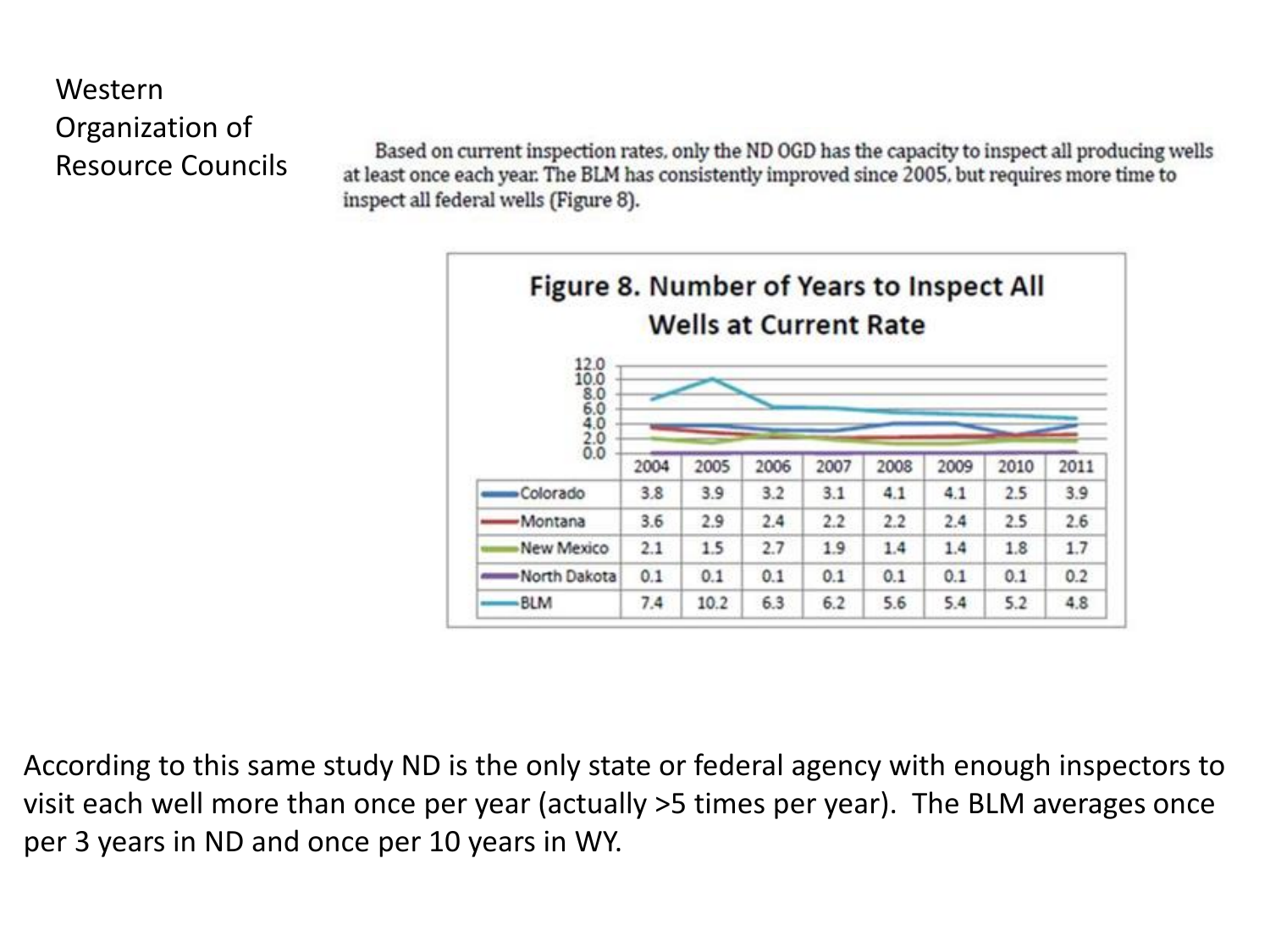Western Organization of Resource Councils

Based on current inspection rates, only the ND OGD has the capacity to inspect all producing wells at least once each year. The BLM has consistently improved since 2005, but requires more time to inspect all federal wells (Figure 8).

**Figure 8. Number of Years to Inspect All Wells at Current Rate**

| | 2004 | 2005 | 2006 | 2007 | 2008 | 2009 | 2010 | 2011 |
|---|---|---|---|---|---|---|---|---|
| Colorado | 3.8 | 3.9 | 3.2 | 3.1 | 4.1 | 4.1 | 2.5 | 3.9 |
| Montana | 3.6 | 2.9 | 2.4 | 2.2 | 2.2 | 2.4 | 2.5 | 2.6 |
| New Mexico | 2.1 | 1.5 | 2.7 | 1.9 | 1.4 | 1.4 | 1.8 | 1.7 |
| North Dakota | 0.1 | 0.1 | 0.1 | 0.1 | 0.1 | 0.1 | 0.1 | 0.2 |
| BLM | 7.4 | 10.2 | 6.3 | 6.2 | 5.6 | 5.4 | 5.2 | 4.8 |

According to this same study ND is the only state or federal agency with enough inspectors to visit each well more than once per year (actually >5 times per year). The BLM averages once per 3 years in ND and once per 10 years in WY.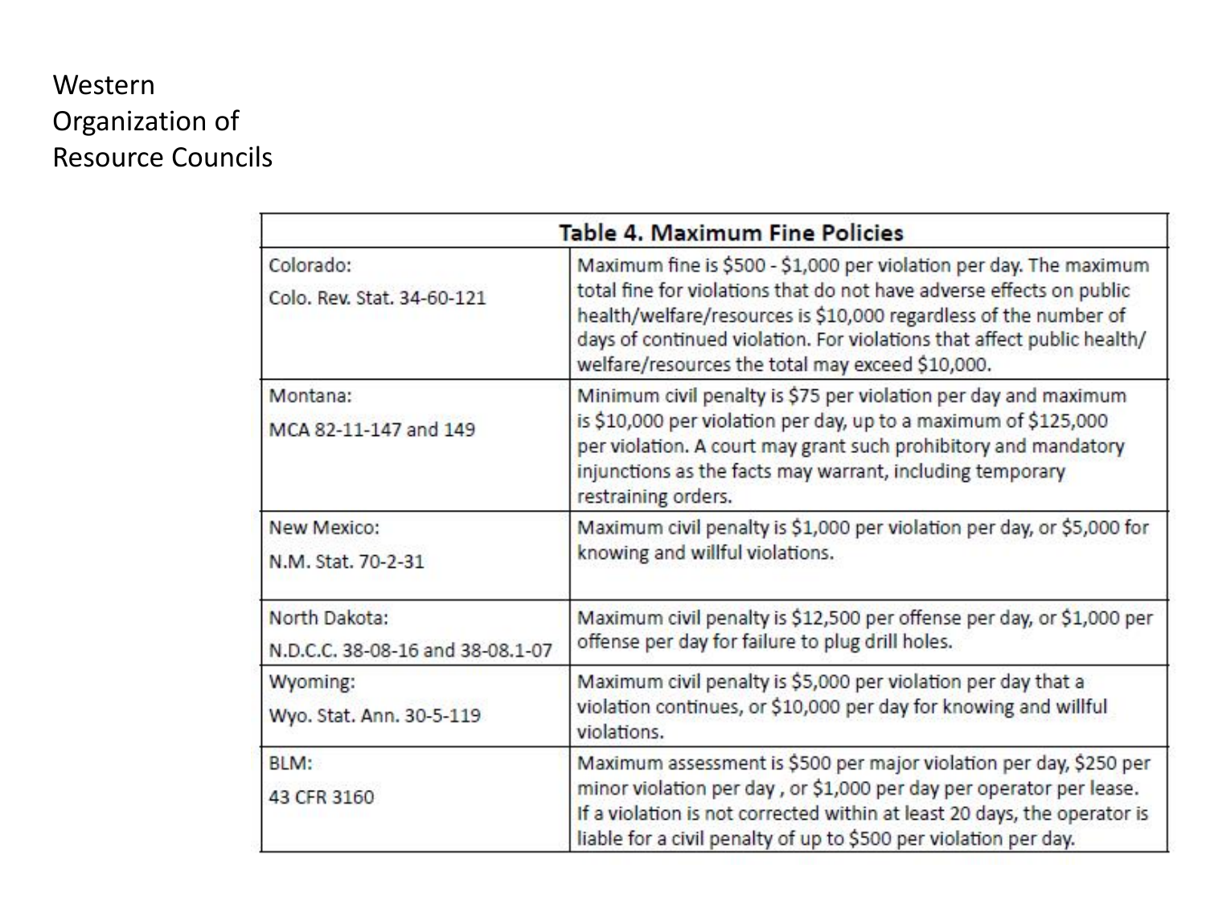Western Organization of Resource Councils

| Table 4. Maximum Fine Policies | |
|---|---|
| Colorado:<br>Colo. Rev. Stat. 34-60-121 | Maximum fine is $500 - $1,000 per violation per day. The maximum total fine for violations that do not have adverse effects on public health/welfare/resources is $10,000 regardless of the number of days of continued violation. For violations that affect public health/ welfare/resources the total may exceed $10,000. |
| Montana:<br>MCA 82-11-147 and 149 | Minimum civil penalty is $75 per violation per day and maximum is $10,000 per violation per day, up to a maximum of $125,000 per violation. A court may grant such prohibitory and mandatory injunctions as the facts may warrant, including temporary restraining orders. |
| New Mexico:<br>N.M. Stat. 70-2-31 | Maximum civil penalty is $1,000 per violation per day, or $5,000 for knowing and willful violations. |
| North Dakota:<br>N.D.C.C. 38-08-16 and 38-08.1-07 | Maximum civil penalty is $12,500 per offense per day, or $1,000 per offense per day for failure to plug drill holes. |
| Wyoming:<br>Wyo. Stat. Ann. 30-5-119 | Maximum civil penalty is $5,000 per violation per day that a violation continues, or $10,000 per day for knowing and willful violations. |
| BLM:<br>43 CFR 3160 | Maximum assessment is $500 per major violation per day, $250 per minor violation per day , or $1,000 per day per operator per lease. If a violation is not corrected within at least 20 days, the operator is liable for a civil penalty of up to $500 per violation per day. |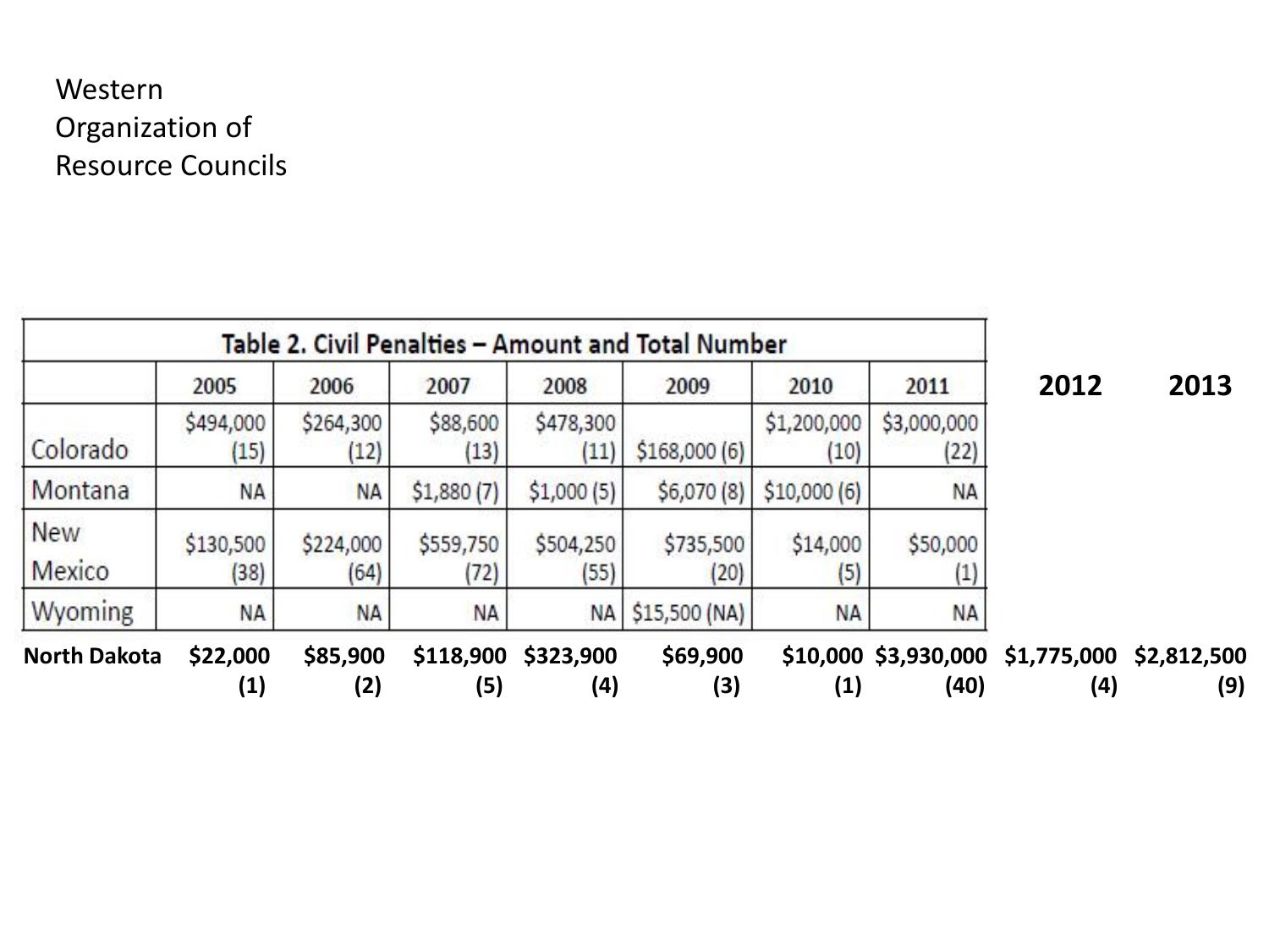Western Organization of Resource Councils

| Table 2. Civil Penalties – Amount and Total Number | | | | | | | | | |
|---|---|---|---|---|---|---|---|---|---|
| | 2005 | 2006 | 2007 | 2008 | 2009 | 2010 | 2011 | **2012** | **2013** |
| Colorado | $494,000 (15) | $264,300 (12) | $88,600 (13) | $478,300 (11) | $168,000 (6) | $1,200,000 (10) | $3,000,000 (22) | | |
| Montana | NA | NA | $1,880 (7) | $1,000 (5) | $6,070 (8) | $10,000 (6) | NA | | |
| New Mexico | $130,500 (38) | $224,000 (64) | $559,750 (72) | $504,250 (55) | $735,500 (20) | $14,000 (5) | $50,000 (1) | | |
| Wyoming | NA | NA | NA | NA | $15,500 (NA) | NA | NA | | |
| **North Dakota** | **$22,000 (1)** | **$85,900 (2)** | **$118,900 (5)** | **$323,900 (4)** | **$69,900 (3)** | **$10,000 (1)** | **$3,930,000 (40)** | **$1,775,000 (4)** | **$2,812,500 (9)** |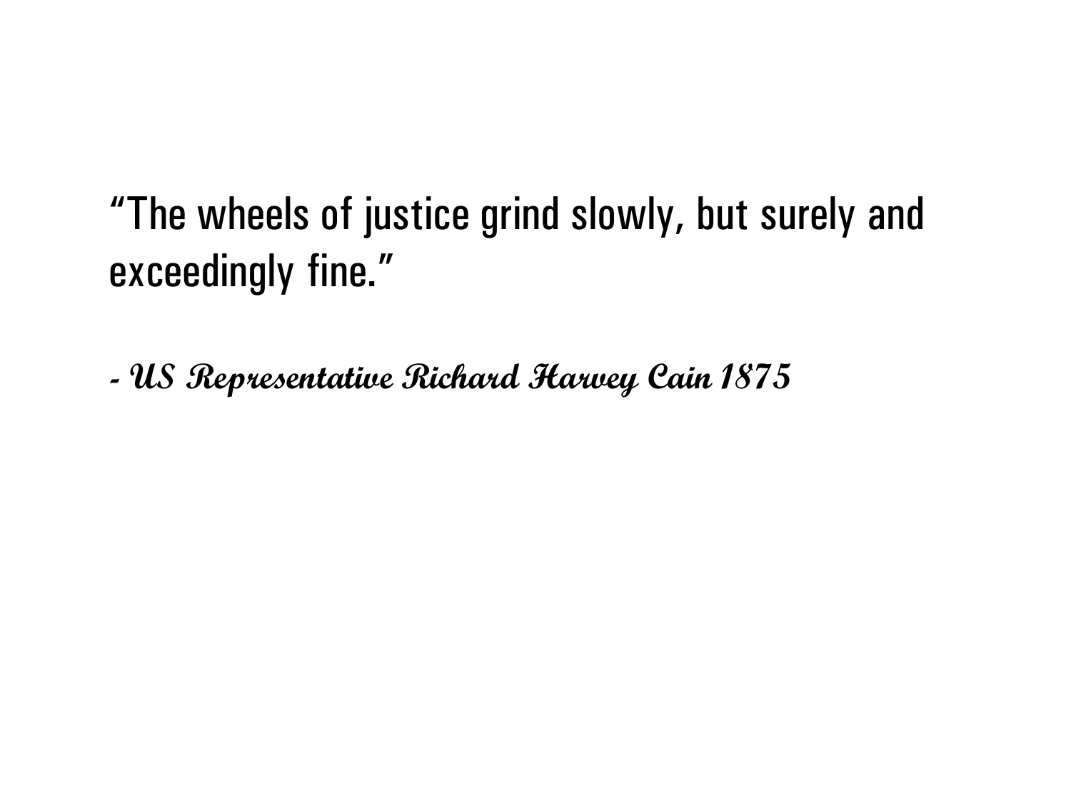“The wheels of justice grind slowly, but surely and exceedingly fine.”

***- US Representative Richard Harvey Cain 1875***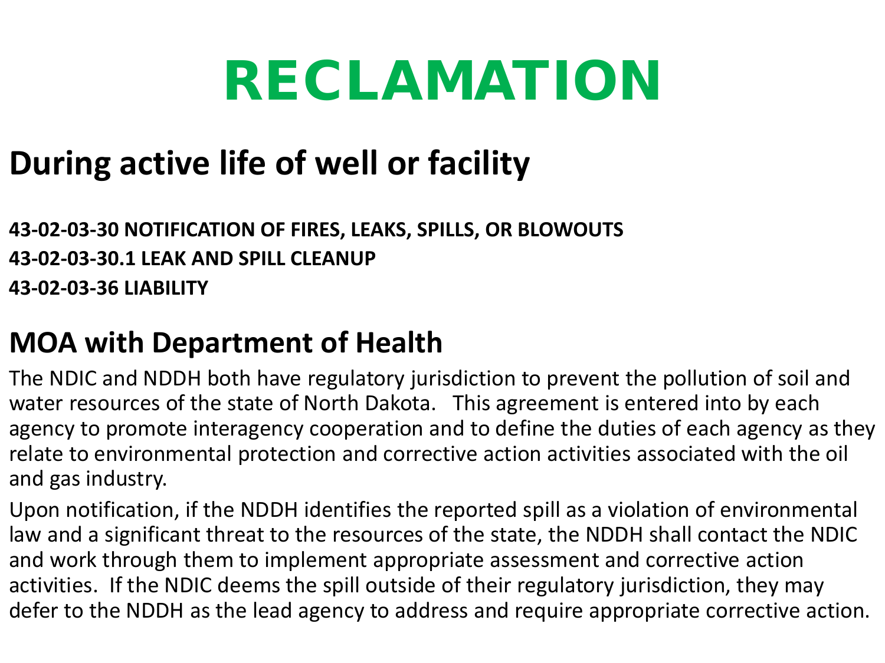# RECLAMATION

## During active life of well or facility

**43-02-03-30 NOTIFICATION OF FIRES, LEAKS, SPILLS, OR BLOWOUTS**
**43-02-03-30.1 LEAK AND SPILL CLEANUP**
**43-02-03-36 LIABILITY**

## MOA with Department of Health

The NDIC and NDDH both have regulatory jurisdiction to prevent the pollution of soil and water resources of the state of North Dakota. This agreement is entered into by each agency to promote interagency cooperation and to define the duties of each agency as they relate to environmental protection and corrective action activities associated with the oil and gas industry.

Upon notification, if the NDDH identifies the reported spill as a violation of environmental law and a significant threat to the resources of the state, the NDDH shall contact the NDIC and work through them to implement appropriate assessment and corrective action activities. If the NDIC deems the spill outside of their regulatory jurisdiction, they may defer to the NDDH as the lead agency to address and require appropriate corrective action.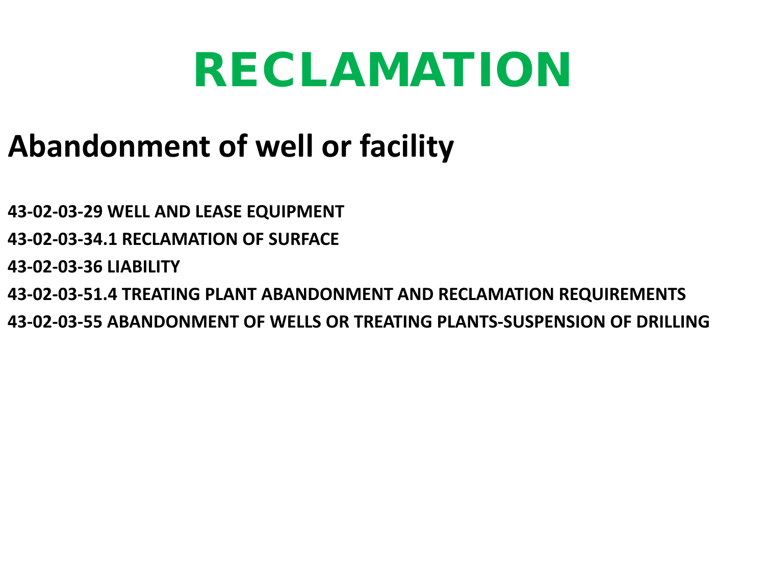# RECLAMATION

## Abandonment of well or facility

**43-02-03-29 WELL AND LEASE EQUIPMENT**

**43-02-03-34.1 RECLAMATION OF SURFACE**

**43-02-03-36 LIABILITY**

**43-02-03-51.4 TREATING PLANT ABANDONMENT AND RECLAMATION REQUIREMENTS**

**43-02-03-55 ABANDONMENT OF WELLS OR TREATING PLANTS-SUSPENSION OF DRILLING**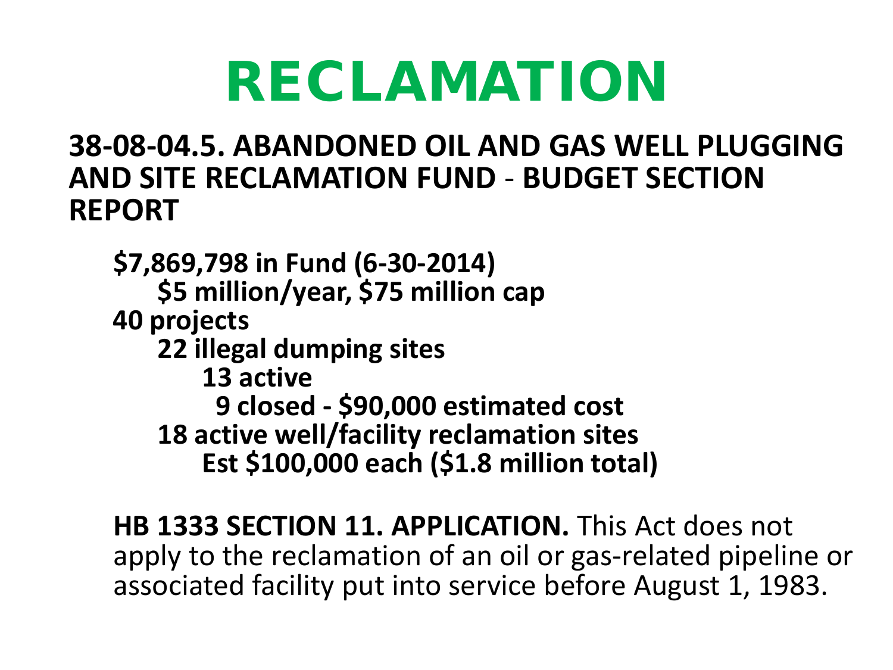# RECLAMATION

## 38-08-04.5. ABANDONED OIL AND GAS WELL PLUGGING AND SITE RECLAMATION FUND - BUDGET SECTION REPORT

- **$7,869,798 in Fund (6-30-2014)**
  - **$5 million/year, $75 million cap**
- **40 projects**
  - **22 illegal dumping sites**
    - **13 active**
    - **9 closed - $90,000 estimated cost**
  - **18 active well/facility reclamation sites**
    - **Est $100,000 each ($1.8 million total)**

**HB 1333 SECTION 11. APPLICATION.** This Act does not apply to the reclamation of an oil or gas-related pipeline or associated facility put into service before August 1, 1983.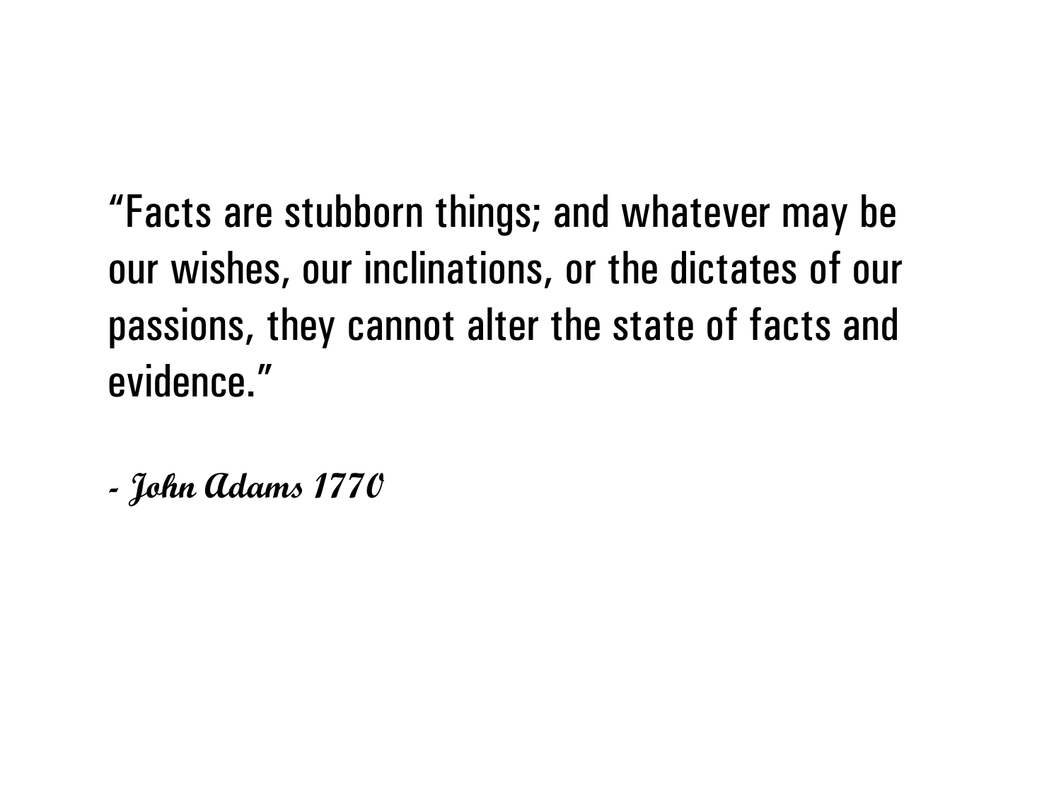"Facts are stubborn things; and whatever may be our wishes, our inclinations, or the dictates of our passions, they cannot alter the state of facts and evidence."

*- John Adams 1770*